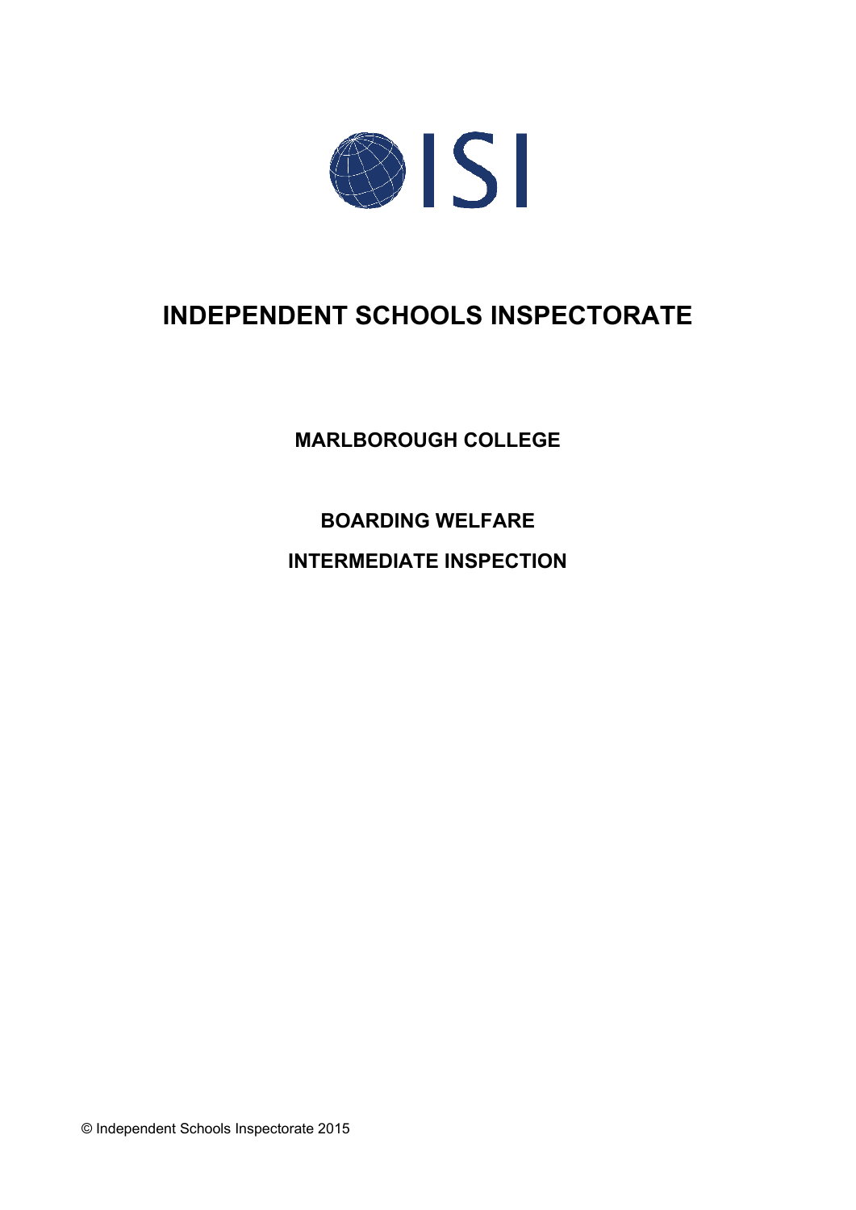ISI

# INDEPENDENT SCHOOLS INSPECTORATE

## MARLBOROUGH COLLEGE

## BOARDING WELFARE

## INTERMEDIATE INSPECTION

© Independent Schools Inspectorate 2015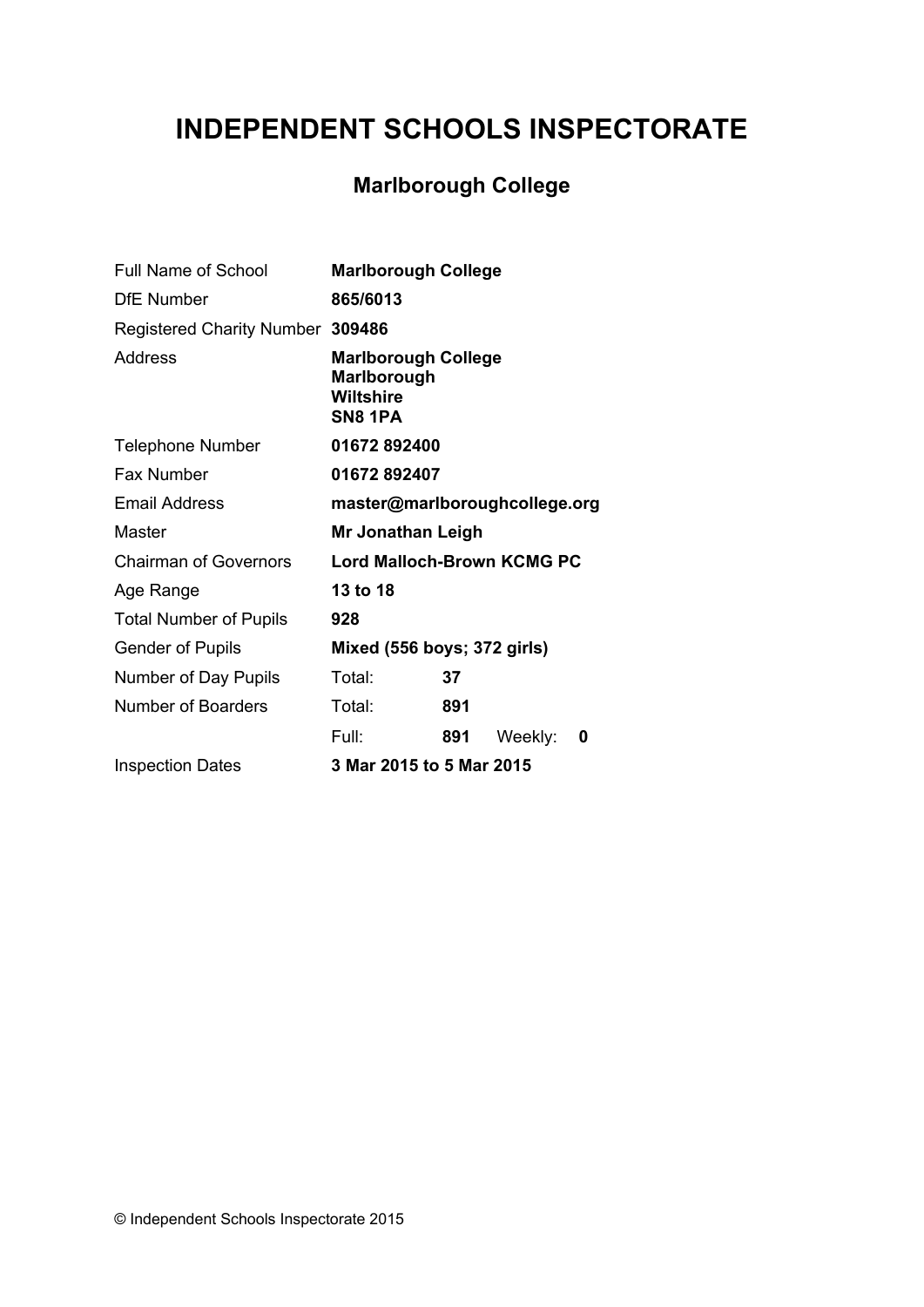# INDEPENDENT SCHOOLS INSPECTORATE

## Marlborough College

| | | | | |
|---|---|---|---|---|
| Full Name of School | **Marlborough College** | | | |
| DfE Number | **865/6013** | | | |
| Registered Charity Number | **309486** | | | |
| Address | **Marlborough College**<br>**Marlborough**<br>**Wiltshire**<br>**SN8 1PA** | | | |
| Telephone Number | **01672 892400** | | | |
| Fax Number | **01672 892407** | | | |
| Email Address | **master@marlboroughcollege.org** | | | |
| Master | **Mr Jonathan Leigh** | | | |
| Chairman of Governors | **Lord Malloch-Brown KCMG PC** | | | |
| Age Range | **13 to 18** | | | |
| Total Number of Pupils | **928** | | | |
| Gender of Pupils | **Mixed (556 boys; 372 girls)** | | | |
| Number of Day Pupils | Total: | **37** | | |
| Number of Boarders | Total: | **891** | | |
| | Full: | **891** | Weekly: | **0** |
| Inspection Dates | **3 Mar 2015 to 5 Mar 2015** | | | |

© Independent Schools Inspectorate 2015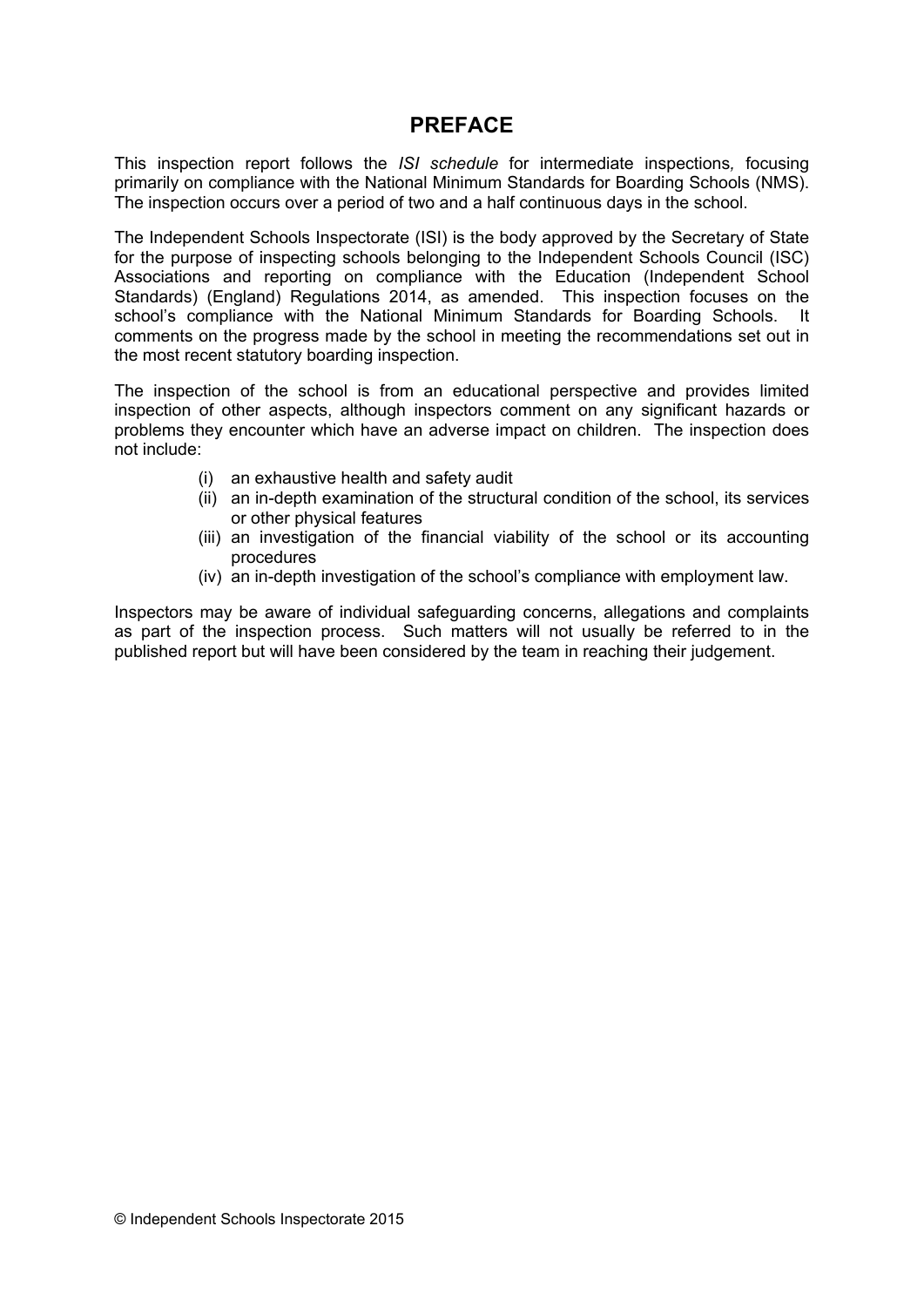# PREFACE

This inspection report follows the *ISI schedule* for intermediate inspections, focusing primarily on compliance with the National Minimum Standards for Boarding Schools (NMS). The inspection occurs over a period of two and a half continuous days in the school.

The Independent Schools Inspectorate (ISI) is the body approved by the Secretary of State for the purpose of inspecting schools belonging to the Independent Schools Council (ISC) Associations and reporting on compliance with the Education (Independent School Standards) (England) Regulations 2014, as amended. This inspection focuses on the school's compliance with the National Minimum Standards for Boarding Schools. It comments on the progress made by the school in meeting the recommendations set out in the most recent statutory boarding inspection.

The inspection of the school is from an educational perspective and provides limited inspection of other aspects, although inspectors comment on any significant hazards or problems they encounter which have an adverse impact on children. The inspection does not include:

(i) an exhaustive health and safety audit
(ii) an in-depth examination of the structural condition of the school, its services or other physical features
(iii) an investigation of the financial viability of the school or its accounting procedures
(iv) an in-depth investigation of the school's compliance with employment law.

Inspectors may be aware of individual safeguarding concerns, allegations and complaints as part of the inspection process. Such matters will not usually be referred to in the published report but will have been considered by the team in reaching their judgement.

© Independent Schools Inspectorate 2015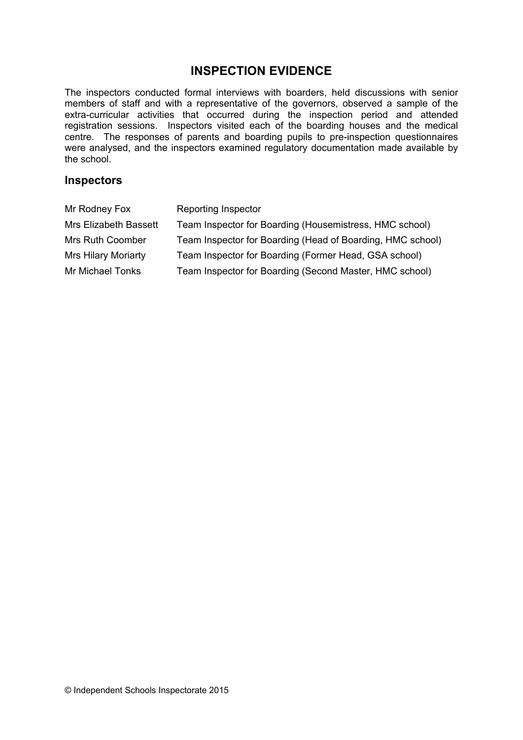## INSPECTION EVIDENCE

The inspectors conducted formal interviews with boarders, held discussions with senior members of staff and with a representative of the governors, observed a sample of the extra-curricular activities that occurred during the inspection period and attended registration sessions. Inspectors visited each of the boarding houses and the medical centre. The responses of parents and boarding pupils to pre-inspection questionnaires were analysed, and the inspectors examined regulatory documentation made available by the school.

### Inspectors

| | |
|---|---|
| Mr Rodney Fox | Reporting Inspector |
| Mrs Elizabeth Bassett | Team Inspector for Boarding (Housemistress, HMC school) |
| Mrs Ruth Coomber | Team Inspector for Boarding (Head of Boarding, HMC school) |
| Mrs Hilary Moriarty | Team Inspector for Boarding (Former Head, GSA school) |
| Mr Michael Tonks | Team Inspector for Boarding (Second Master, HMC school) |

© Independent Schools Inspectorate 2015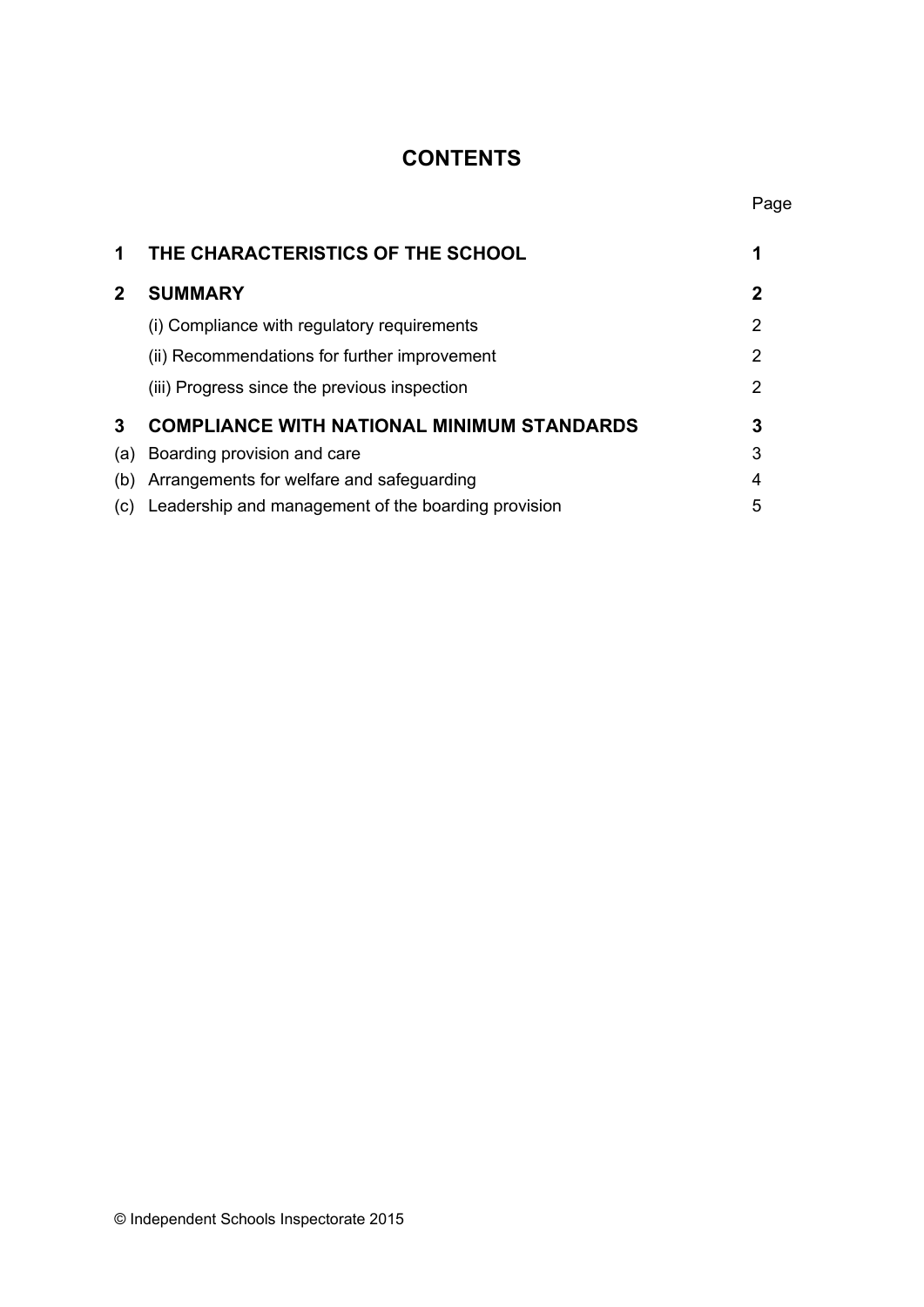# CONTENTS

| | | Page |
|---|---|---|
| **1** | **THE CHARACTERISTICS OF THE SCHOOL** | **1** |
| **2** | **SUMMARY** | **2** |
| | (i) Compliance with regulatory requirements | 2 |
| | (ii) Recommendations for further improvement | 2 |
| | (iii) Progress since the previous inspection | 2 |
| **3** | **COMPLIANCE WITH NATIONAL MINIMUM STANDARDS** | **3** |
| (a) | Boarding provision and care | 3 |
| (b) | Arrangements for welfare and safeguarding | 4 |
| (c) | Leadership and management of the boarding provision | 5 |

© Independent Schools Inspectorate 2015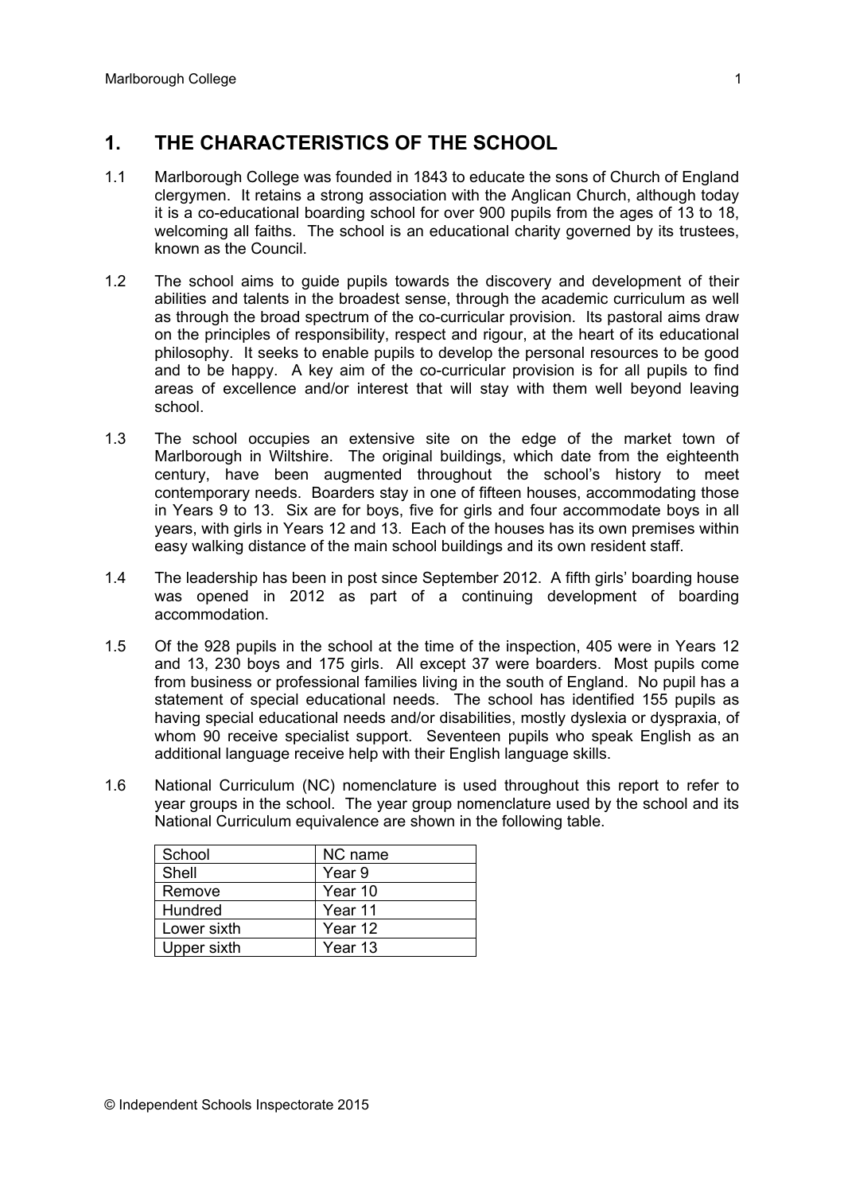## 1. THE CHARACTERISTICS OF THE SCHOOL

1.1 Marlborough College was founded in 1843 to educate the sons of Church of England clergymen. It retains a strong association with the Anglican Church, although today it is a co-educational boarding school for over 900 pupils from the ages of 13 to 18, welcoming all faiths. The school is an educational charity governed by its trustees, known as the Council.

1.2 The school aims to guide pupils towards the discovery and development of their abilities and talents in the broadest sense, through the academic curriculum as well as through the broad spectrum of the co-curricular provision. Its pastoral aims draw on the principles of responsibility, respect and rigour, at the heart of its educational philosophy. It seeks to enable pupils to develop the personal resources to be good and to be happy. A key aim of the co-curricular provision is for all pupils to find areas of excellence and/or interest that will stay with them well beyond leaving school.

1.3 The school occupies an extensive site on the edge of the market town of Marlborough in Wiltshire. The original buildings, which date from the eighteenth century, have been augmented throughout the school's history to meet contemporary needs. Boarders stay in one of fifteen houses, accommodating those in Years 9 to 13. Six are for boys, five for girls and four accommodate boys in all years, with girls in Years 12 and 13. Each of the houses has its own premises within easy walking distance of the main school buildings and its own resident staff.

1.4 The leadership has been in post since September 2012. A fifth girls' boarding house was opened in 2012 as part of a continuing development of boarding accommodation.

1.5 Of the 928 pupils in the school at the time of the inspection, 405 were in Years 12 and 13, 230 boys and 175 girls. All except 37 were boarders. Most pupils come from business or professional families living in the south of England. No pupil has a statement of special educational needs. The school has identified 155 pupils as having special educational needs and/or disabilities, mostly dyslexia or dyspraxia, of whom 90 receive specialist support. Seventeen pupils who speak English as an additional language receive help with their English language skills.

1.6 National Curriculum (NC) nomenclature is used throughout this report to refer to year groups in the school. The year group nomenclature used by the school and its National Curriculum equivalence are shown in the following table.

| School | NC name |
|---|---|
| Shell | Year 9 |
| Remove | Year 10 |
| Hundred | Year 11 |
| Lower sixth | Year 12 |
| Upper sixth | Year 13 |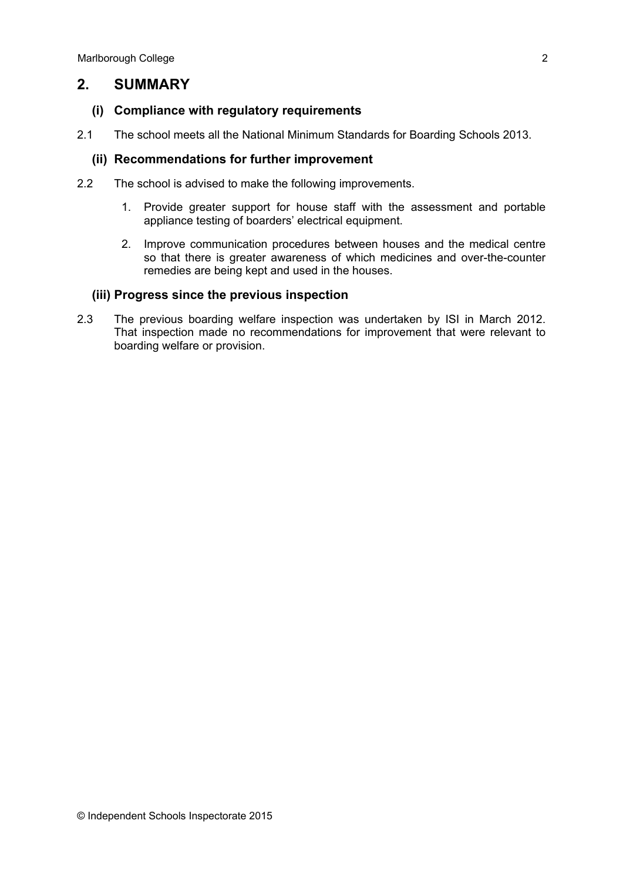## 2. SUMMARY

### (i) Compliance with regulatory requirements

2.1 The school meets all the National Minimum Standards for Boarding Schools 2013.

### (ii) Recommendations for further improvement

2.2 The school is advised to make the following improvements.

1. Provide greater support for house staff with the assessment and portable appliance testing of boarders' electrical equipment.
2. Improve communication procedures between houses and the medical centre so that there is greater awareness of which medicines and over-the-counter remedies are being kept and used in the houses.

### (iii) Progress since the previous inspection

2.3 The previous boarding welfare inspection was undertaken by ISI in March 2012. That inspection made no recommendations for improvement that were relevant to boarding welfare or provision.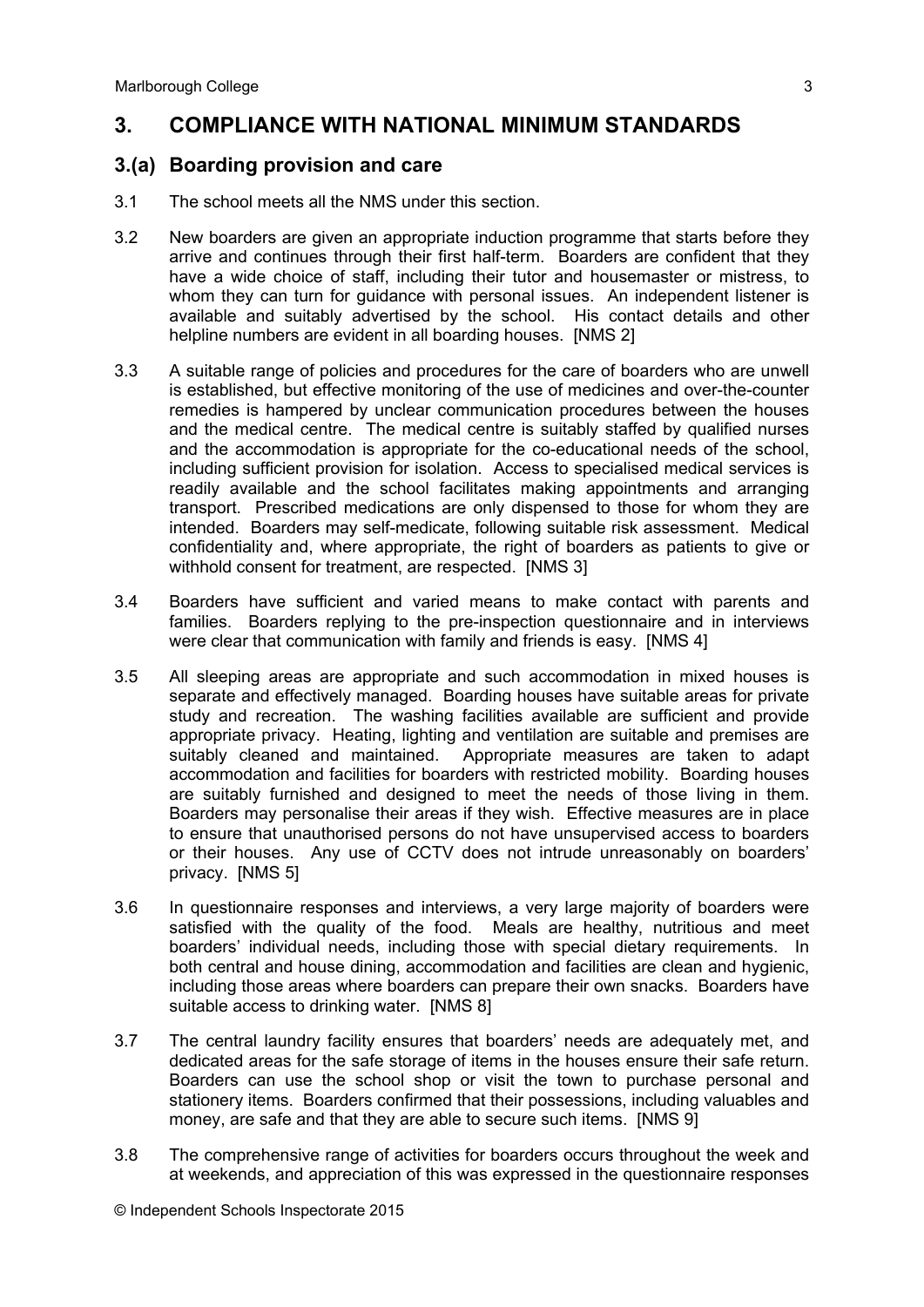## 3. COMPLIANCE WITH NATIONAL MINIMUM STANDARDS

### 3.(a) Boarding provision and care

3.1 The school meets all the NMS under this section.

3.2 New boarders are given an appropriate induction programme that starts before they arrive and continues through their first half-term. Boarders are confident that they have a wide choice of staff, including their tutor and housemaster or mistress, to whom they can turn for guidance with personal issues. An independent listener is available and suitably advertised by the school. His contact details and other helpline numbers are evident in all boarding houses. [NMS 2]

3.3 A suitable range of policies and procedures for the care of boarders who are unwell is established, but effective monitoring of the use of medicines and over-the-counter remedies is hampered by unclear communication procedures between the houses and the medical centre. The medical centre is suitably staffed by qualified nurses and the accommodation is appropriate for the co-educational needs of the school, including sufficient provision for isolation. Access to specialised medical services is readily available and the school facilitates making appointments and arranging transport. Prescribed medications are only dispensed to those for whom they are intended. Boarders may self-medicate, following suitable risk assessment. Medical confidentiality and, where appropriate, the right of boarders as patients to give or withhold consent for treatment, are respected. [NMS 3]

3.4 Boarders have sufficient and varied means to make contact with parents and families. Boarders replying to the pre-inspection questionnaire and in interviews were clear that communication with family and friends is easy. [NMS 4]

3.5 All sleeping areas are appropriate and such accommodation in mixed houses is separate and effectively managed. Boarding houses have suitable areas for private study and recreation. The washing facilities available are sufficient and provide appropriate privacy. Heating, lighting and ventilation are suitable and premises are suitably cleaned and maintained. Appropriate measures are taken to adapt accommodation and facilities for boarders with restricted mobility. Boarding houses are suitably furnished and designed to meet the needs of those living in them. Boarders may personalise their areas if they wish. Effective measures are in place to ensure that unauthorised persons do not have unsupervised access to boarders or their houses. Any use of CCTV does not intrude unreasonably on boarders' privacy. [NMS 5]

3.6 In questionnaire responses and interviews, a very large majority of boarders were satisfied with the quality of the food. Meals are healthy, nutritious and meet boarders' individual needs, including those with special dietary requirements. In both central and house dining, accommodation and facilities are clean and hygienic, including those areas where boarders can prepare their own snacks. Boarders have suitable access to drinking water. [NMS 8]

3.7 The central laundry facility ensures that boarders' needs are adequately met, and dedicated areas for the safe storage of items in the houses ensure their safe return. Boarders can use the school shop or visit the town to purchase personal and stationery items. Boarders confirmed that their possessions, including valuables and money, are safe and that they are able to secure such items. [NMS 9]

3.8 The comprehensive range of activities for boarders occurs throughout the week and at weekends, and appreciation of this was expressed in the questionnaire responses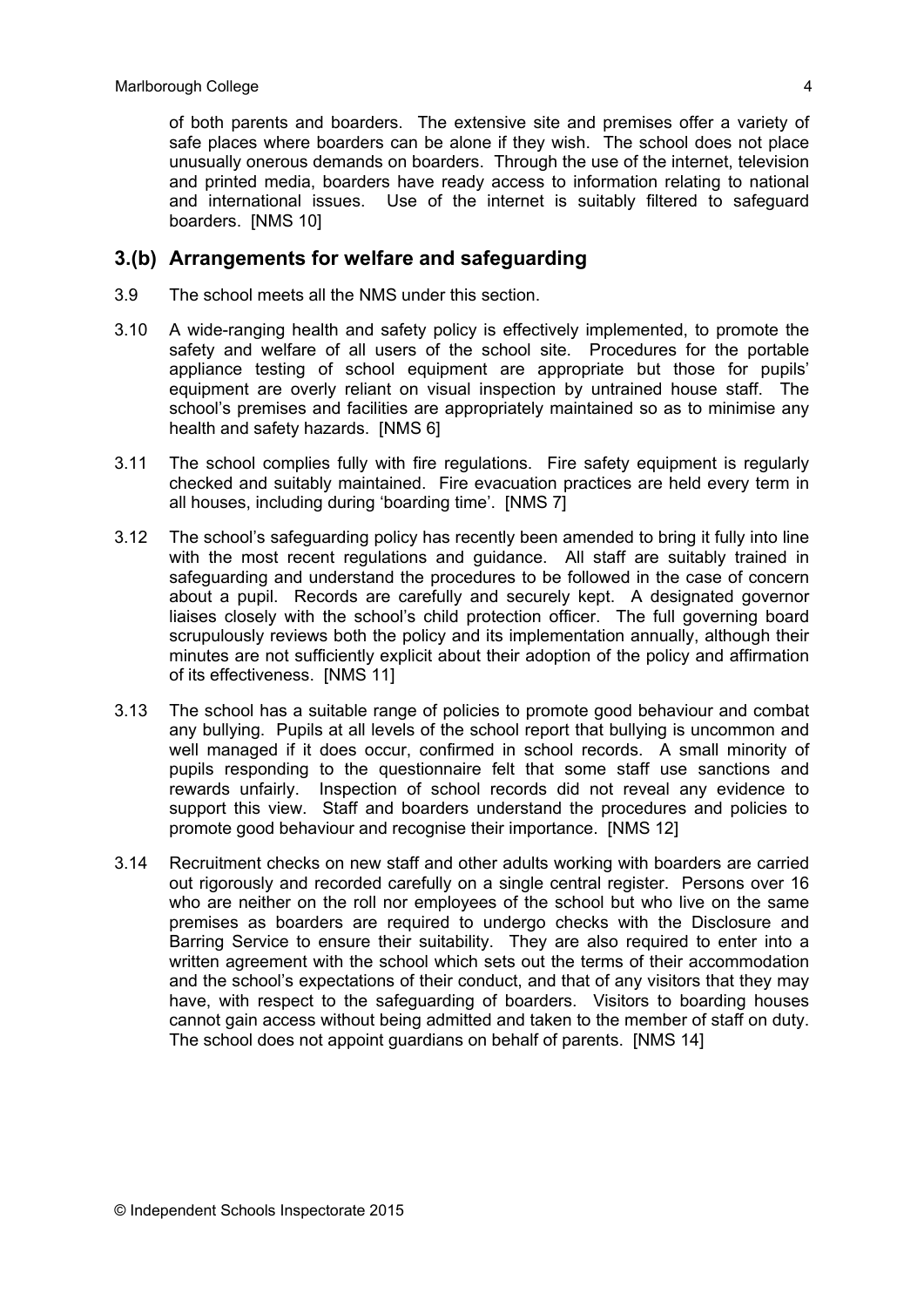of both parents and boarders. The extensive site and premises offer a variety of safe places where boarders can be alone if they wish. The school does not place unusually onerous demands on boarders. Through the use of the internet, television and printed media, boarders have ready access to information relating to national and international issues. Use of the internet is suitably filtered to safeguard boarders. [NMS 10]

## 3.(b) Arrangements for welfare and safeguarding

3.9 The school meets all the NMS under this section.

3.10 A wide-ranging health and safety policy is effectively implemented, to promote the safety and welfare of all users of the school site. Procedures for the portable appliance testing of school equipment are appropriate but those for pupils' equipment are overly reliant on visual inspection by untrained house staff. The school's premises and facilities are appropriately maintained so as to minimise any health and safety hazards. [NMS 6]

3.11 The school complies fully with fire regulations. Fire safety equipment is regularly checked and suitably maintained. Fire evacuation practices are held every term in all houses, including during 'boarding time'. [NMS 7]

3.12 The school's safeguarding policy has recently been amended to bring it fully into line with the most recent regulations and guidance. All staff are suitably trained in safeguarding and understand the procedures to be followed in the case of concern about a pupil. Records are carefully and securely kept. A designated governor liaises closely with the school's child protection officer. The full governing board scrupulously reviews both the policy and its implementation annually, although their minutes are not sufficiently explicit about their adoption of the policy and affirmation of its effectiveness. [NMS 11]

3.13 The school has a suitable range of policies to promote good behaviour and combat any bullying. Pupils at all levels of the school report that bullying is uncommon and well managed if it does occur, confirmed in school records. A small minority of pupils responding to the questionnaire felt that some staff use sanctions and rewards unfairly. Inspection of school records did not reveal any evidence to support this view. Staff and boarders understand the procedures and policies to promote good behaviour and recognise their importance. [NMS 12]

3.14 Recruitment checks on new staff and other adults working with boarders are carried out rigorously and recorded carefully on a single central register. Persons over 16 who are neither on the roll nor employees of the school but who live on the same premises as boarders are required to undergo checks with the Disclosure and Barring Service to ensure their suitability. They are also required to enter into a written agreement with the school which sets out the terms of their accommodation and the school's expectations of their conduct, and that of any visitors that they may have, with respect to the safeguarding of boarders. Visitors to boarding houses cannot gain access without being admitted and taken to the member of staff on duty. The school does not appoint guardians on behalf of parents. [NMS 14]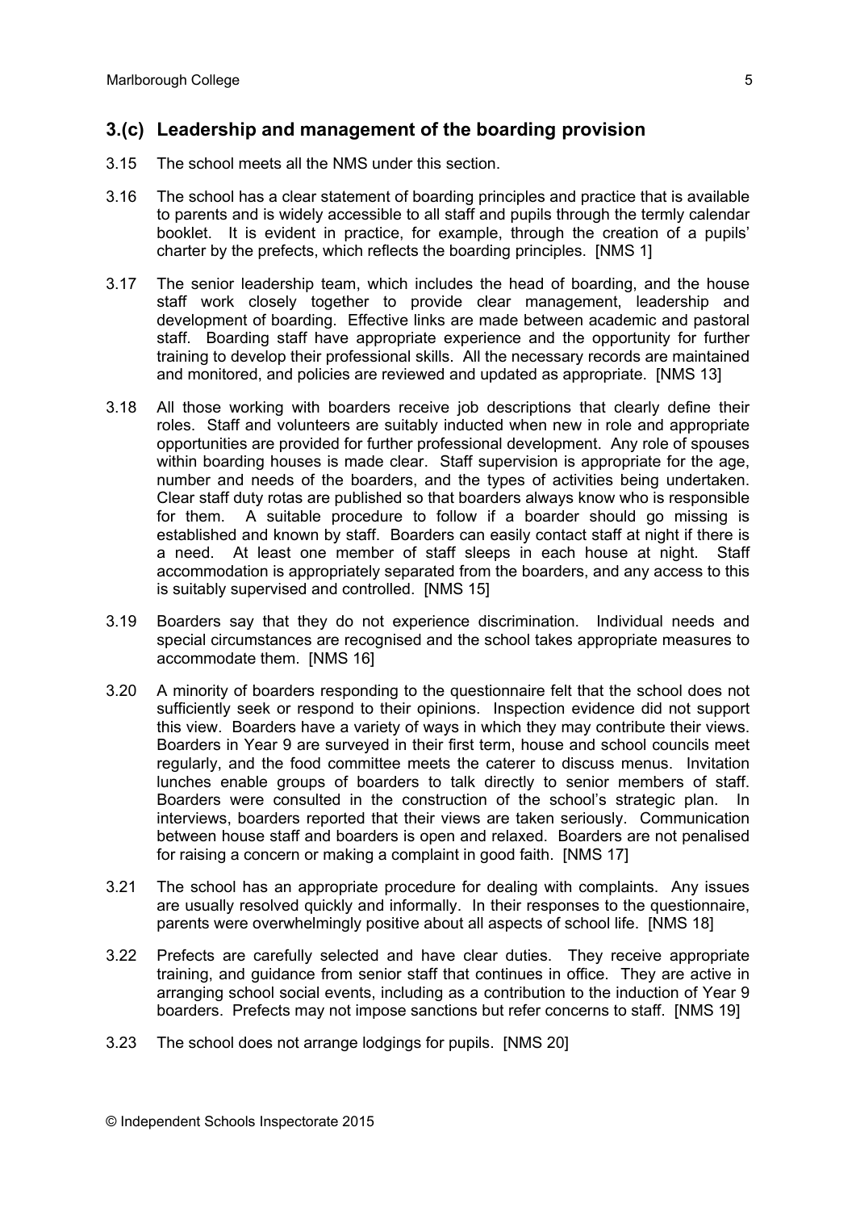## 3.(c) Leadership and management of the boarding provision

3.15 The school meets all the NMS under this section.

3.16 The school has a clear statement of boarding principles and practice that is available to parents and is widely accessible to all staff and pupils through the termly calendar booklet. It is evident in practice, for example, through the creation of a pupils' charter by the prefects, which reflects the boarding principles. [NMS 1]

3.17 The senior leadership team, which includes the head of boarding, and the house staff work closely together to provide clear management, leadership and development of boarding. Effective links are made between academic and pastoral staff. Boarding staff have appropriate experience and the opportunity for further training to develop their professional skills. All the necessary records are maintained and monitored, and policies are reviewed and updated as appropriate. [NMS 13]

3.18 All those working with boarders receive job descriptions that clearly define their roles. Staff and volunteers are suitably inducted when new in role and appropriate opportunities are provided for further professional development. Any role of spouses within boarding houses is made clear. Staff supervision is appropriate for the age, number and needs of the boarders, and the types of activities being undertaken. Clear staff duty rotas are published so that boarders always know who is responsible for them. A suitable procedure to follow if a boarder should go missing is established and known by staff. Boarders can easily contact staff at night if there is a need. At least one member of staff sleeps in each house at night. Staff accommodation is appropriately separated from the boarders, and any access to this is suitably supervised and controlled. [NMS 15]

3.19 Boarders say that they do not experience discrimination. Individual needs and special circumstances are recognised and the school takes appropriate measures to accommodate them. [NMS 16]

3.20 A minority of boarders responding to the questionnaire felt that the school does not sufficiently seek or respond to their opinions. Inspection evidence did not support this view. Boarders have a variety of ways in which they may contribute their views. Boarders in Year 9 are surveyed in their first term, house and school councils meet regularly, and the food committee meets the caterer to discuss menus. Invitation lunches enable groups of boarders to talk directly to senior members of staff. Boarders were consulted in the construction of the school's strategic plan. In interviews, boarders reported that their views are taken seriously. Communication between house staff and boarders is open and relaxed. Boarders are not penalised for raising a concern or making a complaint in good faith. [NMS 17]

3.21 The school has an appropriate procedure for dealing with complaints. Any issues are usually resolved quickly and informally. In their responses to the questionnaire, parents were overwhelmingly positive about all aspects of school life. [NMS 18]

3.22 Prefects are carefully selected and have clear duties. They receive appropriate training, and guidance from senior staff that continues in office. They are active in arranging school social events, including as a contribution to the induction of Year 9 boarders. Prefects may not impose sanctions but refer concerns to staff. [NMS 19]

3.23 The school does not arrange lodgings for pupils. [NMS 20]